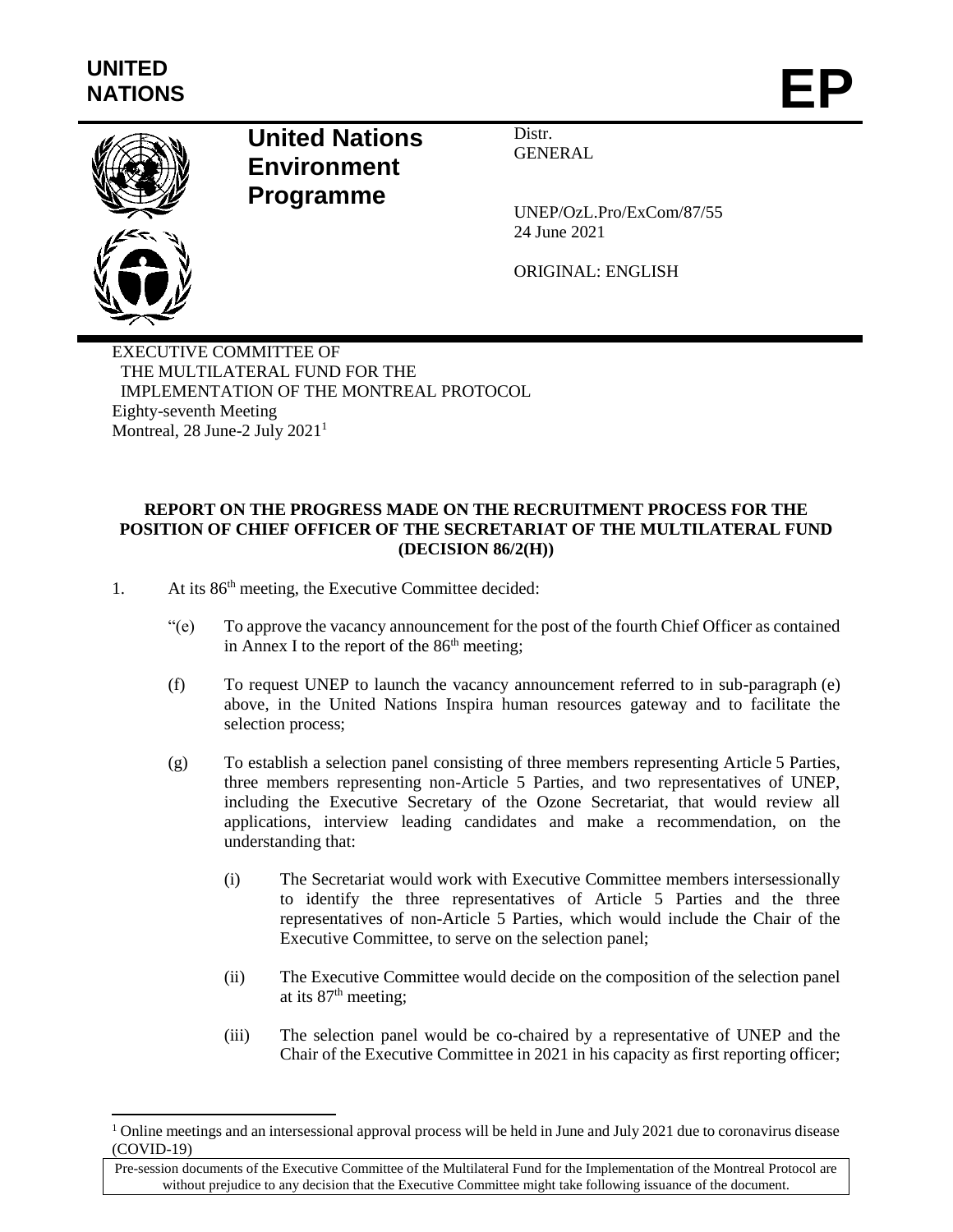UNITED NATIONS

# EP

**United Nations Environment Programme**

Distr.
GENERAL

UNEP/OzL.Pro/ExCom/87/55
24 June 2021

ORIGINAL: ENGLISH

EXECUTIVE COMMITTEE OF
THE MULTILATERAL FUND FOR THE
IMPLEMENTATION OF THE MONTREAL PROTOCOL
Eighty-seventh Meeting
Montreal, 28 June-2 July 2021[1]

## REPORT ON THE PROGRESS MADE ON THE RECRUITMENT PROCESS FOR THE POSITION OF CHIEF OFFICER OF THE SECRETARIAT OF THE MULTILATERAL FUND (DECISION 86/2(H))

1. At its 86th meeting, the Executive Committee decided:

   "(e) To approve the vacancy announcement for the post of the fourth Chief Officer as contained in Annex I to the report of the 86th meeting;

   (f) To request UNEP to launch the vacancy announcement referred to in sub-paragraph (e) above, in the United Nations Inspira human resources gateway and to facilitate the selection process;

   (g) To establish a selection panel consisting of three members representing Article 5 Parties, three members representing non-Article 5 Parties, and two representatives of UNEP, including the Executive Secretary of the Ozone Secretariat, that would review all applications, interview leading candidates and make a recommendation, on the understanding that:

      (i) The Secretariat would work with Executive Committee members intersessionally to identify the three representatives of Article 5 Parties and the three representatives of non-Article 5 Parties, which would include the Chair of the Executive Committee, to serve on the selection panel;

      (ii) The Executive Committee would decide on the composition of the selection panel at its 87th meeting;

      (iii) The selection panel would be co-chaired by a representative of UNEP and the Chair of the Executive Committee in 2021 in his capacity as first reporting officer;

[1] Online meetings and an intersessional approval process will be held in June and July 2021 due to coronavirus disease (COVID-19)

Pre-session documents of the Executive Committee of the Multilateral Fund for the Implementation of the Montreal Protocol are without prejudice to any decision that the Executive Committee might take following issuance of the document.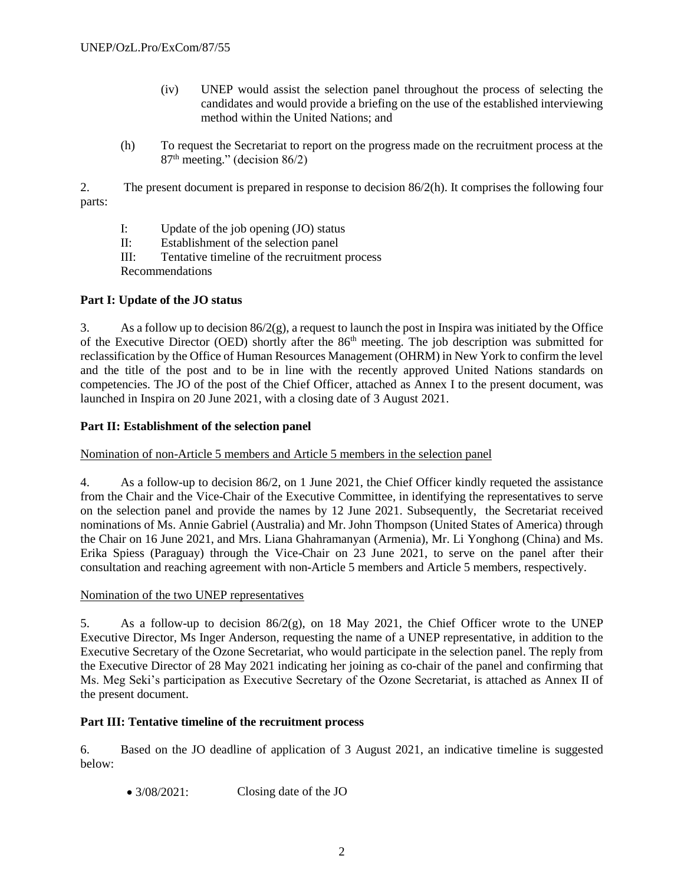(iv) UNEP would assist the selection panel throughout the process of selecting the candidates and would provide a briefing on the use of the established interviewing method within the United Nations; and

(h) To request the Secretariat to report on the progress made on the recruitment process at the 87th meeting." (decision 86/2)

2. The present document is prepared in response to decision 86/2(h). It comprises the following four parts:

I: Update of the job opening (JO) status
II: Establishment of the selection panel
III: Tentative timeline of the recruitment process
Recommendations

**Part I: Update of the JO status**

3. As a follow up to decision 86/2(g), a request to launch the post in Inspira was initiated by the Office of the Executive Director (OED) shortly after the 86th meeting. The job description was submitted for reclassification by the Office of Human Resources Management (OHRM) in New York to confirm the level and the title of the post and to be in line with the recently approved United Nations standards on competencies. The JO of the post of the Chief Officer, attached as Annex I to the present document, was launched in Inspira on 20 June 2021, with a closing date of 3 August 2021.

**Part II: Establishment of the selection panel**

Nomination of non-Article 5 members and Article 5 members in the selection panel

4. As a follow-up to decision 86/2, on 1 June 2021, the Chief Officer kindly requeted the assistance from the Chair and the Vice-Chair of the Executive Committee, in identifying the representatives to serve on the selection panel and provide the names by 12 June 2021. Subsequently, the Secretariat received nominations of Ms. Annie Gabriel (Australia) and Mr. John Thompson (United States of America) through the Chair on 16 June 2021, and Mrs. Liana Ghahramanyan (Armenia), Mr. Li Yonghong (China) and Ms. Erika Spiess (Paraguay) through the Vice-Chair on 23 June 2021, to serve on the panel after their consultation and reaching agreement with non-Article 5 members and Article 5 members, respectively.

Nomination of the two UNEP representatives

5. As a follow-up to decision 86/2(g), on 18 May 2021, the Chief Officer wrote to the UNEP Executive Director, Ms Inger Anderson, requesting the name of a UNEP representative, in addition to the Executive Secretary of the Ozone Secretariat, who would participate in the selection panel. The reply from the Executive Director of 28 May 2021 indicating her joining as co-chair of the panel and confirming that Ms. Meg Seki's participation as Executive Secretary of the Ozone Secretariat, is attached as Annex II of the present document.

**Part III: Tentative timeline of the recruitment process**

6. Based on the JO deadline of application of 3 August 2021, an indicative timeline is suggested below:

- 3/08/2021: Closing date of the JO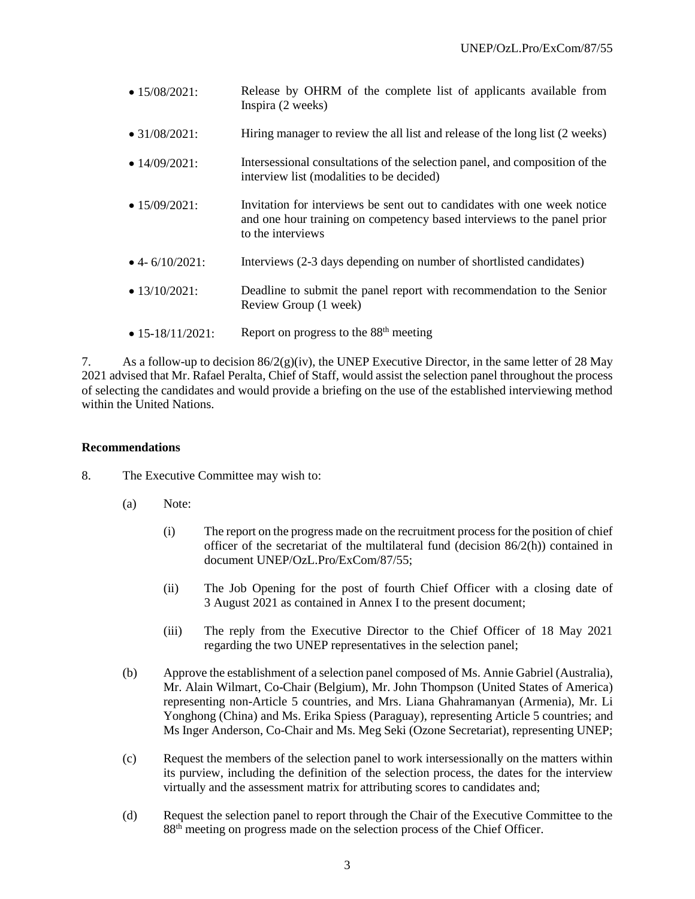- 15/08/2021: Release by OHRM of the complete list of applicants available from Inspira (2 weeks)
- 31/08/2021: Hiring manager to review the all list and release of the long list (2 weeks)
- 14/09/2021: Intersessional consultations of the selection panel, and composition of the interview list (modalities to be decided)
- 15/09/2021: Invitation for interviews be sent out to candidates with one week notice and one hour training on competency based interviews to the panel prior to the interviews
- 4- 6/10/2021: Interviews (2-3 days depending on number of shortlisted candidates)
- 13/10/2021: Deadline to submit the panel report with recommendation to the Senior Review Group (1 week)
- 15-18/11/2021: Report on progress to the 88th meeting

7. As a follow-up to decision 86/2(g)(iv), the UNEP Executive Director, in the same letter of 28 May 2021 advised that Mr. Rafael Peralta, Chief of Staff, would assist the selection panel throughout the process of selecting the candidates and would provide a briefing on the use of the established interviewing method within the United Nations.

**Recommendations**

8. The Executive Committee may wish to:

(a) Note:

(i) The report on the progress made on the recruitment process for the position of chief officer of the secretariat of the multilateral fund (decision 86/2(h)) contained in document UNEP/OzL.Pro/ExCom/87/55;

(ii) The Job Opening for the post of fourth Chief Officer with a closing date of 3 August 2021 as contained in Annex I to the present document;

(iii) The reply from the Executive Director to the Chief Officer of 18 May 2021 regarding the two UNEP representatives in the selection panel;

(b) Approve the establishment of a selection panel composed of Ms. Annie Gabriel (Australia), Mr. Alain Wilmart, Co-Chair (Belgium), Mr. John Thompson (United States of America) representing non-Article 5 countries, and Mrs. Liana Ghahramanyan (Armenia), Mr. Li Yonghong (China) and Ms. Erika Spiess (Paraguay), representing Article 5 countries; and Ms Inger Anderson, Co-Chair and Ms. Meg Seki (Ozone Secretariat), representing UNEP;

(c) Request the members of the selection panel to work intersessionally on the matters within its purview, including the definition of the selection process, the dates for the interview virtually and the assessment matrix for attributing scores to candidates and;

(d) Request the selection panel to report through the Chair of the Executive Committee to the 88th meeting on progress made on the selection process of the Chief Officer.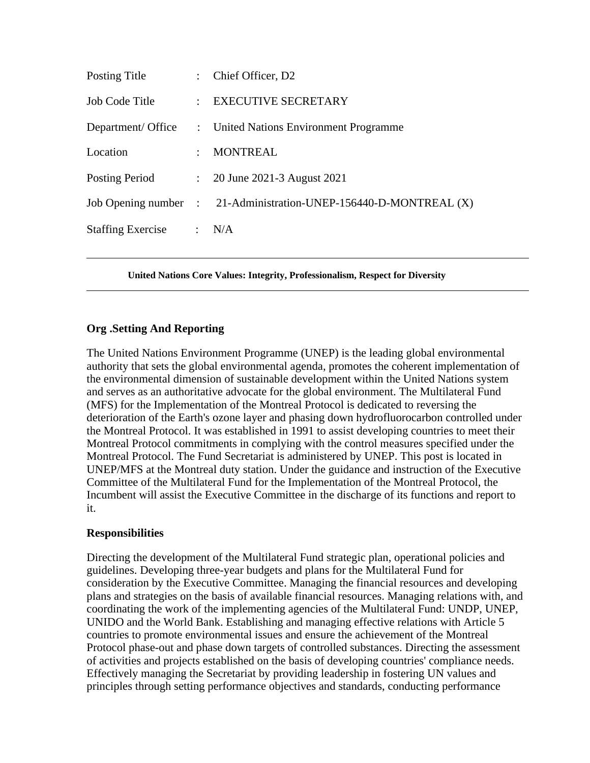| Posting Title | : | Chief Officer, D2 |
| --- | --- | --- |
| Job Code Title | : | EXECUTIVE SECRETARY |
| Department/ Office | : | United Nations Environment Programme |
| Location | : | MONTREAL |
| Posting Period | : | 20 June 2021-3 August 2021 |
| Job Opening number | : | 21-Administration-UNEP-156440-D-MONTREAL (X) |
| Staffing Exercise | : | N/A |

---

**United Nations Core Values: Integrity, Professionalism, Respect for Diversity**

---

### Org .Setting And Reporting

The United Nations Environment Programme (UNEP) is the leading global environmental authority that sets the global environmental agenda, promotes the coherent implementation of the environmental dimension of sustainable development within the United Nations system and serves as an authoritative advocate for the global environment. The Multilateral Fund (MFS) for the Implementation of the Montreal Protocol is dedicated to reversing the deterioration of the Earth's ozone layer and phasing down hydrofluorocarbon controlled under the Montreal Protocol. It was established in 1991 to assist developing countries to meet their Montreal Protocol commitments in complying with the control measures specified under the Montreal Protocol. The Fund Secretariat is administered by UNEP. This post is located in UNEP/MFS at the Montreal duty station. Under the guidance and instruction of the Executive Committee of the Multilateral Fund for the Implementation of the Montreal Protocol, the Incumbent will assist the Executive Committee in the discharge of its functions and report to it.

### Responsibilities

Directing the development of the Multilateral Fund strategic plan, operational policies and guidelines. Developing three-year budgets and plans for the Multilateral Fund for consideration by the Executive Committee. Managing the financial resources and developing plans and strategies on the basis of available financial resources. Managing relations with, and coordinating the work of the implementing agencies of the Multilateral Fund: UNDP, UNEP, UNIDO and the World Bank. Establishing and managing effective relations with Article 5 countries to promote environmental issues and ensure the achievement of the Montreal Protocol phase-out and phase down targets of controlled substances. Directing the assessment of activities and projects established on the basis of developing countries' compliance needs. Effectively managing the Secretariat by providing leadership in fostering UN values and principles through setting performance objectives and standards, conducting performance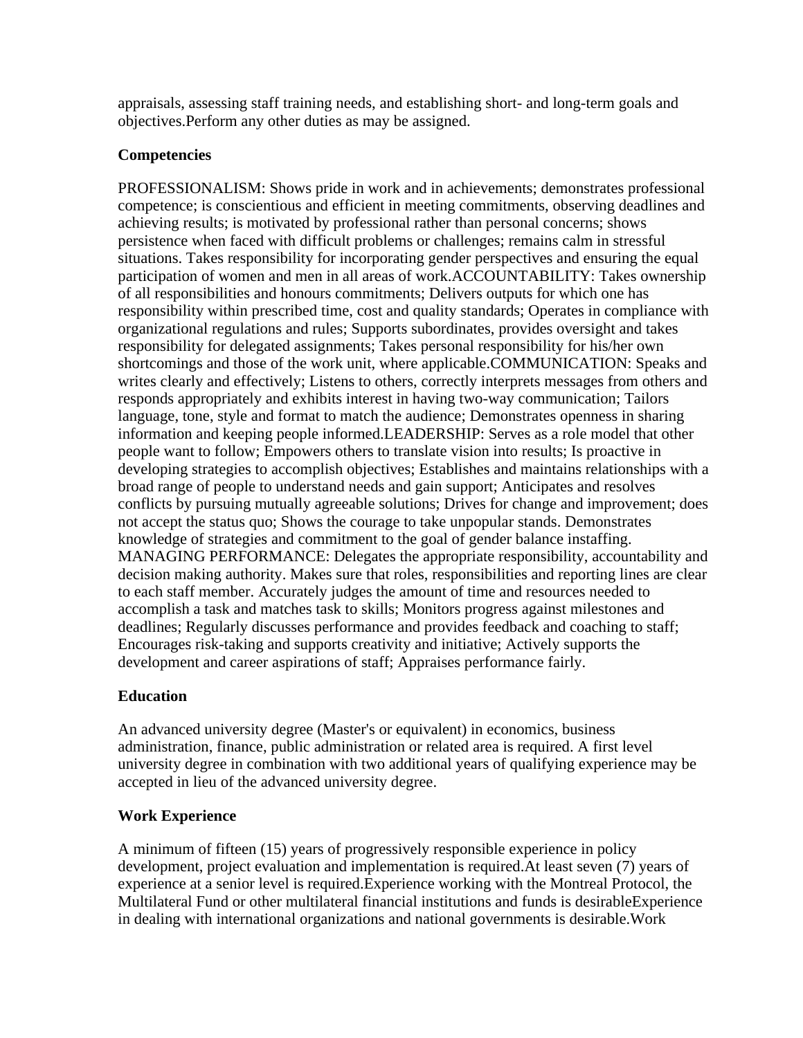appraisals, assessing staff training needs, and establishing short- and long-term goals and objectives.Perform any other duties as may be assigned.

**Competencies**

PROFESSIONALISM: Shows pride in work and in achievements; demonstrates professional competence; is conscientious and efficient in meeting commitments, observing deadlines and achieving results; is motivated by professional rather than personal concerns; shows persistence when faced with difficult problems or challenges; remains calm in stressful situations. Takes responsibility for incorporating gender perspectives and ensuring the equal participation of women and men in all areas of work.ACCOUNTABILITY: Takes ownership of all responsibilities and honours commitments; Delivers outputs for which one has responsibility within prescribed time, cost and quality standards; Operates in compliance with organizational regulations and rules; Supports subordinates, provides oversight and takes responsibility for delegated assignments; Takes personal responsibility for his/her own shortcomings and those of the work unit, where applicable.COMMUNICATION: Speaks and writes clearly and effectively; Listens to others, correctly interprets messages from others and responds appropriately and exhibits interest in having two-way communication; Tailors language, tone, style and format to match the audience; Demonstrates openness in sharing information and keeping people informed.LEADERSHIP: Serves as a role model that other people want to follow; Empowers others to translate vision into results; Is proactive in developing strategies to accomplish objectives; Establishes and maintains relationships with a broad range of people to understand needs and gain support; Anticipates and resolves conflicts by pursuing mutually agreeable solutions; Drives for change and improvement; does not accept the status quo; Shows the courage to take unpopular stands. Demonstrates knowledge of strategies and commitment to the goal of gender balance instaffing. MANAGING PERFORMANCE: Delegates the appropriate responsibility, accountability and decision making authority. Makes sure that roles, responsibilities and reporting lines are clear to each staff member. Accurately judges the amount of time and resources needed to accomplish a task and matches task to skills; Monitors progress against milestones and deadlines; Regularly discusses performance and provides feedback and coaching to staff; Encourages risk-taking and supports creativity and initiative; Actively supports the development and career aspirations of staff; Appraises performance fairly.

**Education**

An advanced university degree (Master's or equivalent) in economics, business administration, finance, public administration or related area is required. A first level university degree in combination with two additional years of qualifying experience may be accepted in lieu of the advanced university degree.

**Work Experience**

A minimum of fifteen (15) years of progressively responsible experience in policy development, project evaluation and implementation is required.At least seven (7) years of experience at a senior level is required.Experience working with the Montreal Protocol, the Multilateral Fund or other multilateral financial institutions and funds is desirableExperience in dealing with international organizations and national governments is desirable.Work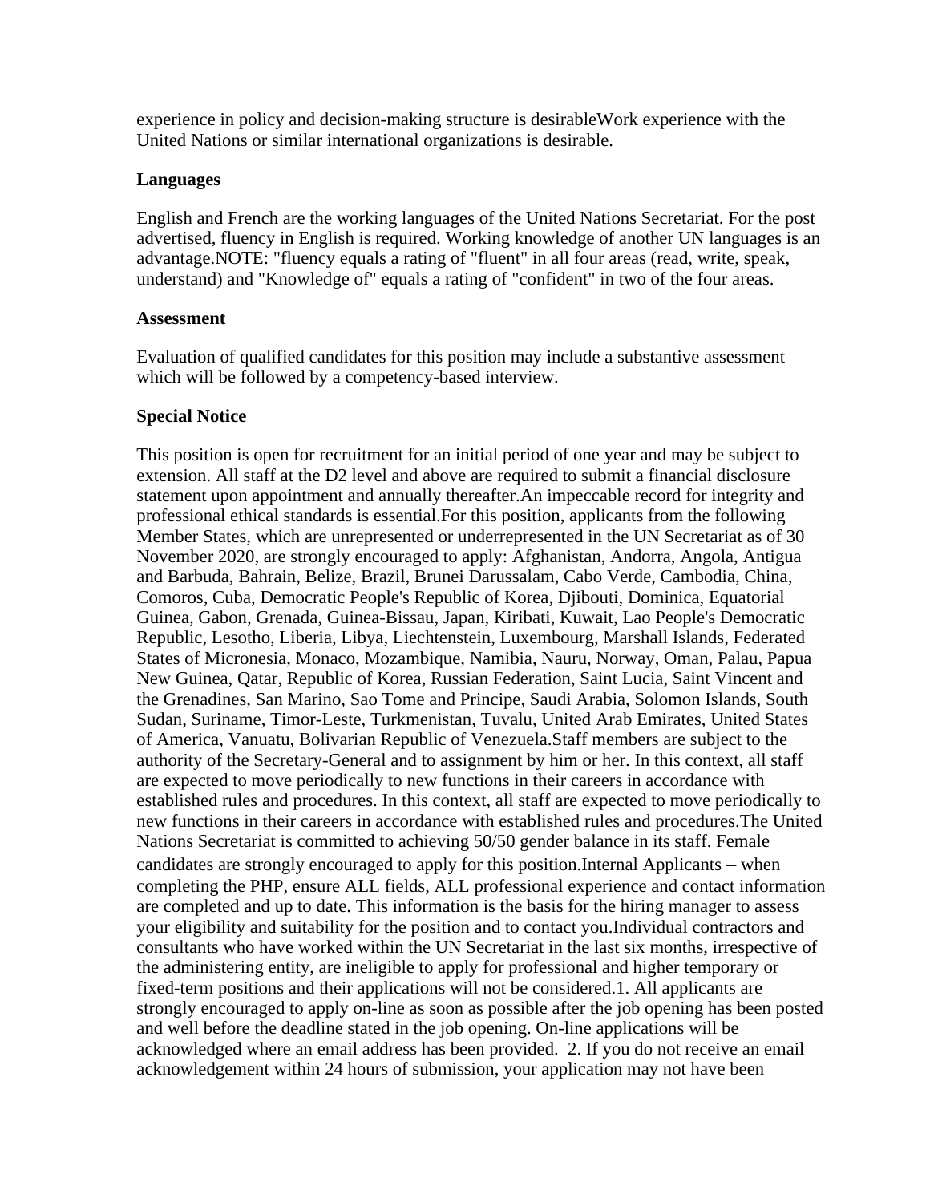experience in policy and decision-making structure is desirableWork experience with the United Nations or similar international organizations is desirable.

**Languages**

English and French are the working languages of the United Nations Secretariat. For the post advertised, fluency in English is required. Working knowledge of another UN languages is an advantage.NOTE: "fluency equals a rating of "fluent" in all four areas (read, write, speak, understand) and "Knowledge of" equals a rating of "confident" in two of the four areas.

**Assessment**

Evaluation of qualified candidates for this position may include a substantive assessment which will be followed by a competency-based interview.

**Special Notice**

This position is open for recruitment for an initial period of one year and may be subject to extension. All staff at the D2 level and above are required to submit a financial disclosure statement upon appointment and annually thereafter.An impeccable record for integrity and professional ethical standards is essential.For this position, applicants from the following Member States, which are unrepresented or underrepresented in the UN Secretariat as of 30 November 2020, are strongly encouraged to apply: Afghanistan, Andorra, Angola, Antigua and Barbuda, Bahrain, Belize, Brazil, Brunei Darussalam, Cabo Verde, Cambodia, China, Comoros, Cuba, Democratic People's Republic of Korea, Djibouti, Dominica, Equatorial Guinea, Gabon, Grenada, Guinea-Bissau, Japan, Kiribati, Kuwait, Lao People's Democratic Republic, Lesotho, Liberia, Libya, Liechtenstein, Luxembourg, Marshall Islands, Federated States of Micronesia, Monaco, Mozambique, Namibia, Nauru, Norway, Oman, Palau, Papua New Guinea, Qatar, Republic of Korea, Russian Federation, Saint Lucia, Saint Vincent and the Grenadines, San Marino, Sao Tome and Principe, Saudi Arabia, Solomon Islands, South Sudan, Suriname, Timor-Leste, Turkmenistan, Tuvalu, United Arab Emirates, United States of America, Vanuatu, Bolivarian Republic of Venezuela.Staff members are subject to the authority of the Secretary-General and to assignment by him or her. In this context, all staff are expected to move periodically to new functions in their careers in accordance with established rules and procedures. In this context, all staff are expected to move periodically to new functions in their careers in accordance with established rules and procedures.The United Nations Secretariat is committed to achieving 50/50 gender balance in its staff. Female candidates are strongly encouraged to apply for this position.Internal Applicants – when completing the PHP, ensure ALL fields, ALL professional experience and contact information are completed and up to date. This information is the basis for the hiring manager to assess your eligibility and suitability for the position and to contact you.Individual contractors and consultants who have worked within the UN Secretariat in the last six months, irrespective of the administering entity, are ineligible to apply for professional and higher temporary or fixed-term positions and their applications will not be considered.1. All applicants are strongly encouraged to apply on-line as soon as possible after the job opening has been posted and well before the deadline stated in the job opening. On-line applications will be acknowledged where an email address has been provided.  2. If you do not receive an email acknowledgement within 24 hours of submission, your application may not have been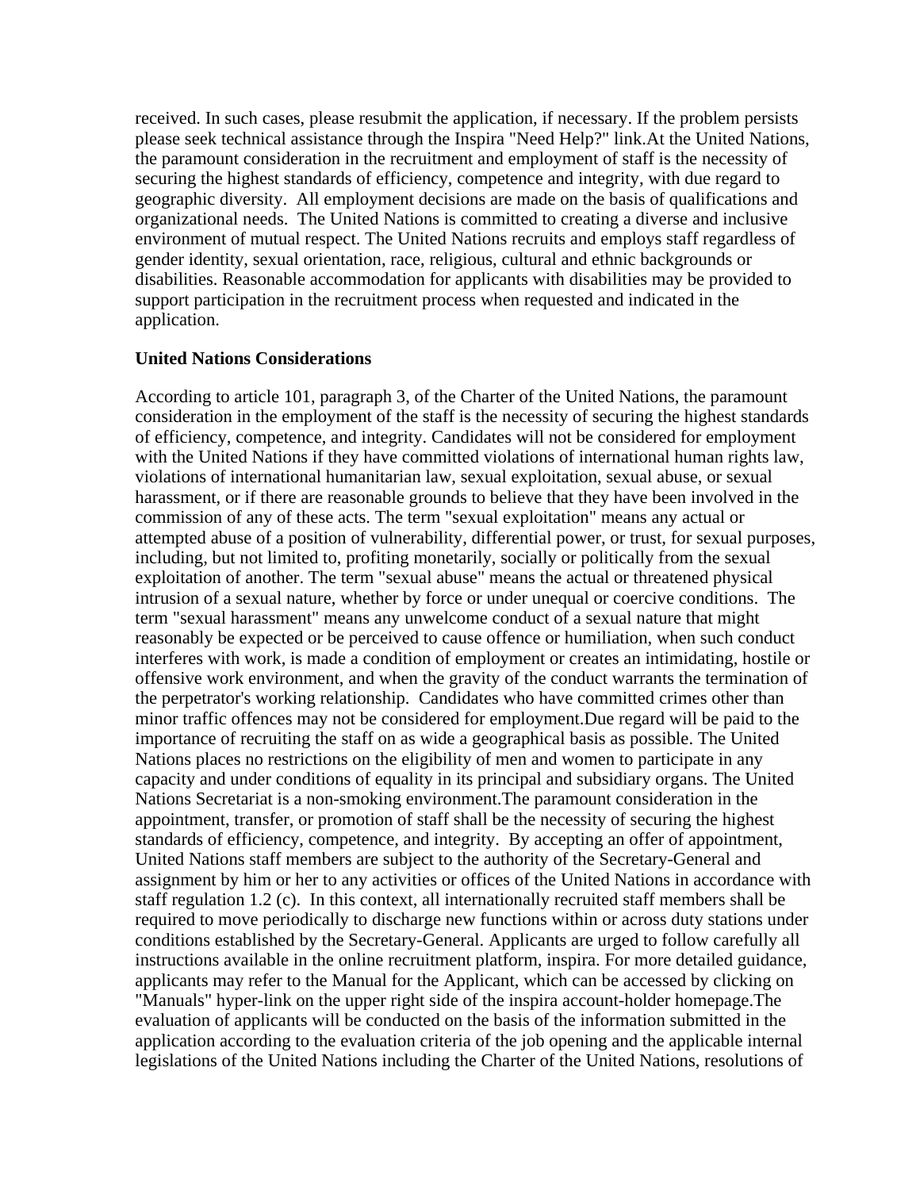received. In such cases, please resubmit the application, if necessary. If the problem persists please seek technical assistance through the Inspira "Need Help?" link.At the United Nations, the paramount consideration in the recruitment and employment of staff is the necessity of securing the highest standards of efficiency, competence and integrity, with due regard to geographic diversity.  All employment decisions are made on the basis of qualifications and organizational needs.  The United Nations is committed to creating a diverse and inclusive environment of mutual respect. The United Nations recruits and employs staff regardless of gender identity, sexual orientation, race, religious, cultural and ethnic backgrounds or disabilities. Reasonable accommodation for applicants with disabilities may be provided to support participation in the recruitment process when requested and indicated in the application.

**United Nations Considerations**

According to article 101, paragraph 3, of the Charter of the United Nations, the paramount consideration in the employment of the staff is the necessity of securing the highest standards of efficiency, competence, and integrity. Candidates will not be considered for employment with the United Nations if they have committed violations of international human rights law, violations of international humanitarian law, sexual exploitation, sexual abuse, or sexual harassment, or if there are reasonable grounds to believe that they have been involved in the commission of any of these acts. The term "sexual exploitation" means any actual or attempted abuse of a position of vulnerability, differential power, or trust, for sexual purposes, including, but not limited to, profiting monetarily, socially or politically from the sexual exploitation of another. The term "sexual abuse" means the actual or threatened physical intrusion of a sexual nature, whether by force or under unequal or coercive conditions.  The term "sexual harassment" means any unwelcome conduct of a sexual nature that might reasonably be expected or be perceived to cause offence or humiliation, when such conduct interferes with work, is made a condition of employment or creates an intimidating, hostile or offensive work environment, and when the gravity of the conduct warrants the termination of the perpetrator's working relationship.  Candidates who have committed crimes other than minor traffic offences may not be considered for employment.Due regard will be paid to the importance of recruiting the staff on as wide a geographical basis as possible. The United Nations places no restrictions on the eligibility of men and women to participate in any capacity and under conditions of equality in its principal and subsidiary organs. The United Nations Secretariat is a non-smoking environment.The paramount consideration in the appointment, transfer, or promotion of staff shall be the necessity of securing the highest standards of efficiency, competence, and integrity.  By accepting an offer of appointment, United Nations staff members are subject to the authority of the Secretary-General and assignment by him or her to any activities or offices of the United Nations in accordance with staff regulation 1.2 (c).  In this context, all internationally recruited staff members shall be required to move periodically to discharge new functions within or across duty stations under conditions established by the Secretary-General. Applicants are urged to follow carefully all instructions available in the online recruitment platform, inspira. For more detailed guidance, applicants may refer to the Manual for the Applicant, which can be accessed by clicking on "Manuals" hyper-link on the upper right side of the inspira account-holder homepage.The evaluation of applicants will be conducted on the basis of the information submitted in the application according to the evaluation criteria of the job opening and the applicable internal legislations of the United Nations including the Charter of the United Nations, resolutions of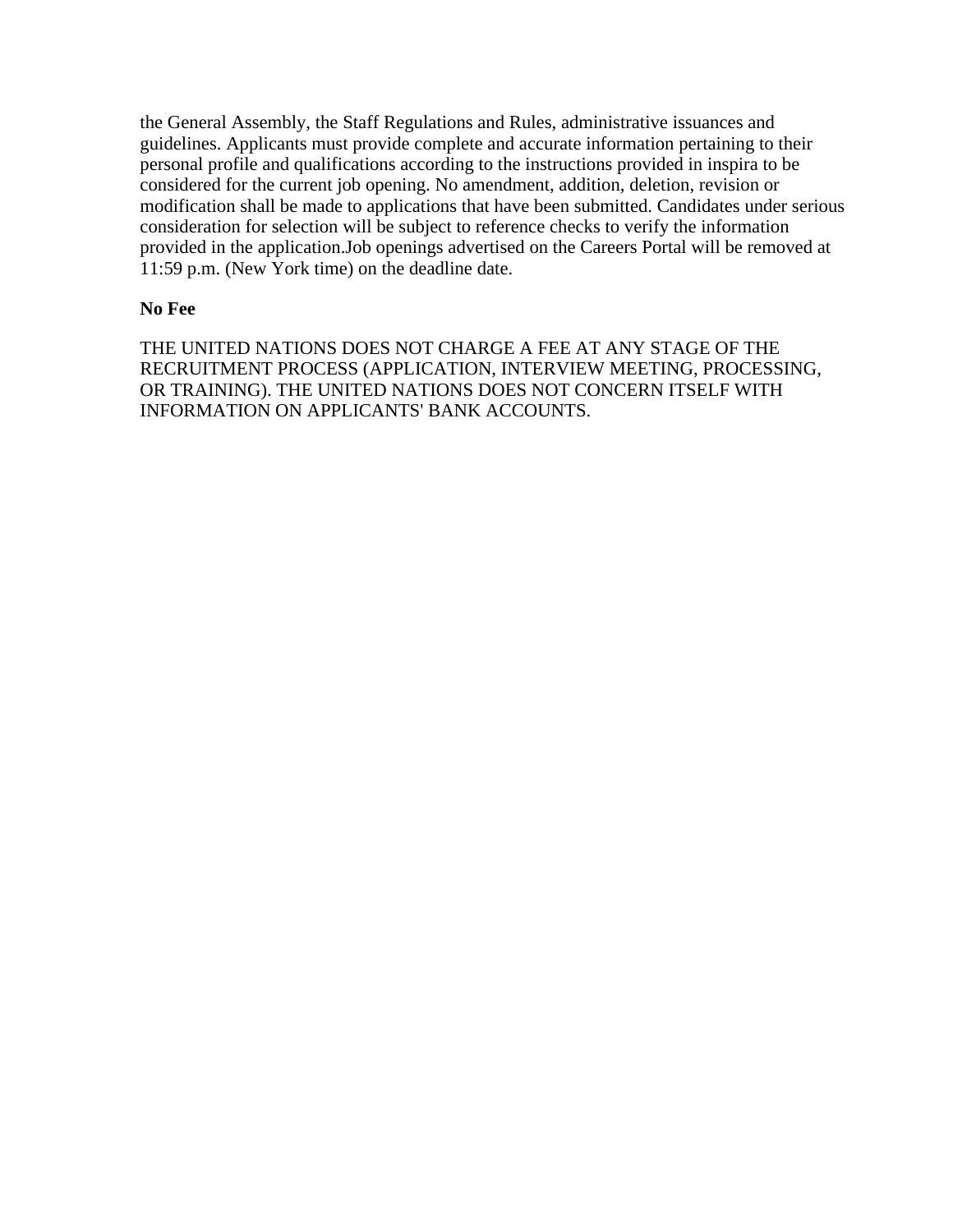the General Assembly, the Staff Regulations and Rules, administrative issuances and guidelines. Applicants must provide complete and accurate information pertaining to their personal profile and qualifications according to the instructions provided in inspira to be considered for the current job opening. No amendment, addition, deletion, revision or modification shall be made to applications that have been submitted. Candidates under serious consideration for selection will be subject to reference checks to verify the information provided in the application.Job openings advertised on the Careers Portal will be removed at 11:59 p.m. (New York time) on the deadline date.

**No Fee**

THE UNITED NATIONS DOES NOT CHARGE A FEE AT ANY STAGE OF THE RECRUITMENT PROCESS (APPLICATION, INTERVIEW MEETING, PROCESSING, OR TRAINING). THE UNITED NATIONS DOES NOT CONCERN ITSELF WITH INFORMATION ON APPLICANTS' BANK ACCOUNTS.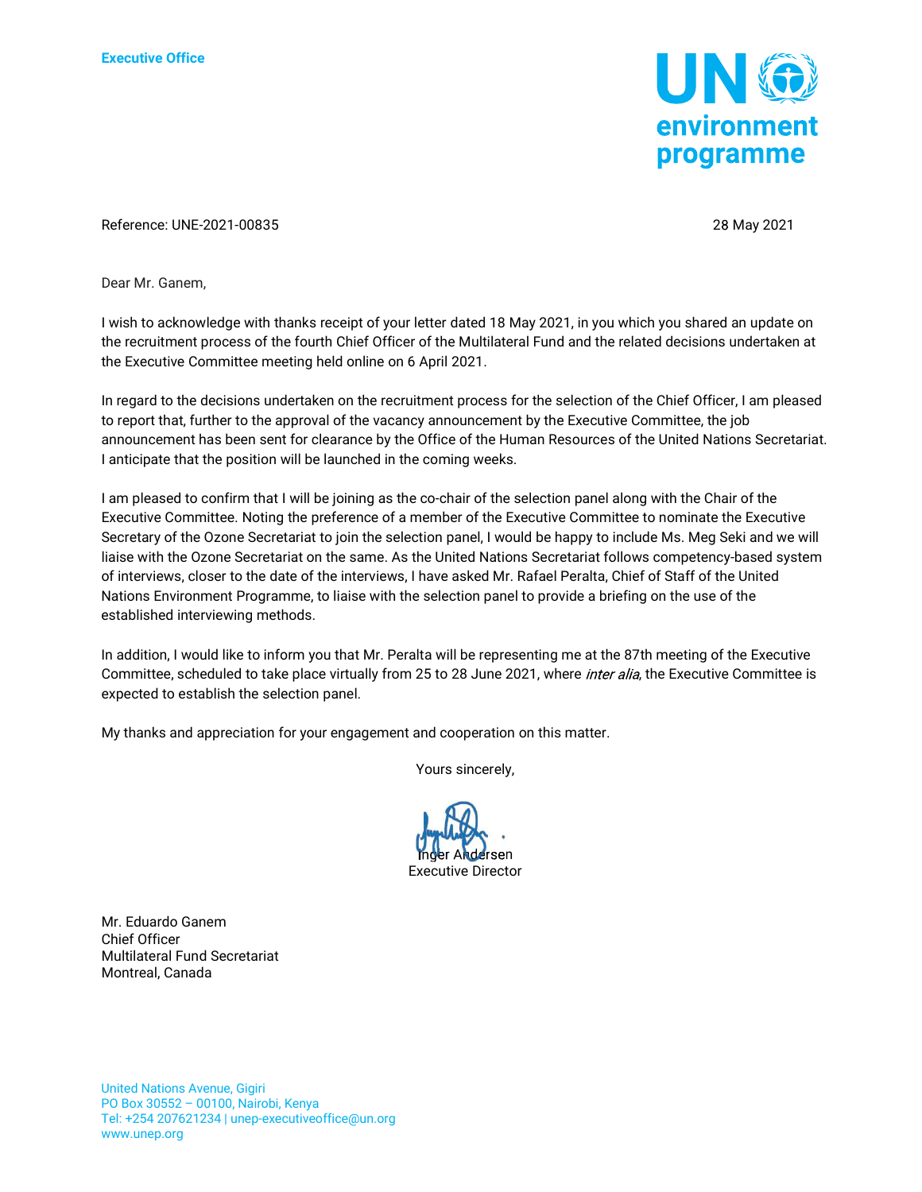**Executive Office**

UN environment programme

Reference: UNE-2021-00835

28 May 2021

Dear Mr. Ganem,

I wish to acknowledge with thanks receipt of your letter dated 18 May 2021, in you which you shared an update on the recruitment process of the fourth Chief Officer of the Multilateral Fund and the related decisions undertaken at the Executive Committee meeting held online on 6 April 2021.

In regard to the decisions undertaken on the recruitment process for the selection of the Chief Officer, I am pleased to report that, further to the approval of the vacancy announcement by the Executive Committee, the job announcement has been sent for clearance by the Office of the Human Resources of the United Nations Secretariat. I anticipate that the position will be launched in the coming weeks.

I am pleased to confirm that I will be joining as the co-chair of the selection panel along with the Chair of the Executive Committee. Noting the preference of a member of the Executive Committee to nominate the Executive Secretary of the Ozone Secretariat to join the selection panel, I would be happy to include Ms. Meg Seki and we will liaise with the Ozone Secretariat on the same. As the United Nations Secretariat follows competency-based system of interviews, closer to the date of the interviews, I have asked Mr. Rafael Peralta, Chief of Staff of the United Nations Environment Programme, to liaise with the selection panel to provide a briefing on the use of the established interviewing methods.

In addition, I would like to inform you that Mr. Peralta will be representing me at the 87th meeting of the Executive Committee, scheduled to take place virtually from 25 to 28 June 2021, where *inter alia*, the Executive Committee is expected to establish the selection panel.

My thanks and appreciation for your engagement and cooperation on this matter.

Yours sincerely,

Inger Andersen
Executive Director

Mr. Eduardo Ganem
Chief Officer
Multilateral Fund Secretariat
Montreal, Canada

United Nations Avenue, Gigiri
PO Box 30552 – 00100, Nairobi, Kenya
Tel: +254 207621234 | unep-executiveoffice@un.org
www.unep.org